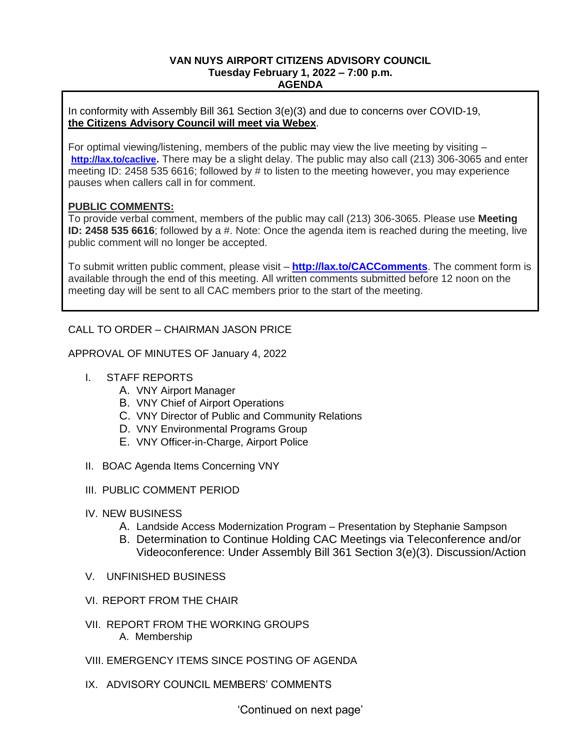**VAN NUYS AIRPORT CITIZENS ADVISORY COUNCIL**
**Tuesday February 1, 2022 – 7:00 p.m.**
**AGENDA**

In conformity with Assembly Bill 361 Section 3(e)(3) and due to concerns over COVID-19, **the Citizens Advisory Council will meet via Webex**.

For optimal viewing/listening, members of the public may view the live meeting by visiting – **http://lax.to/caclive.** There may be a slight delay. The public may also call (213) 306-3065 and enter meeting ID: 2458 535 6616; followed by # to listen to the meeting however, you may experience pauses when callers call in for comment.

**PUBLIC COMMENTS:**
To provide verbal comment, members of the public may call (213) 306-3065. Please use **Meeting ID: 2458 535 6616**; followed by a #. Note: Once the agenda item is reached during the meeting, live public comment will no longer be accepted.

To submit written public comment, please visit – **http://lax.to/CACComments**. The comment form is available through the end of this meeting. All written comments submitted before 12 noon on the meeting day will be sent to all CAC members prior to the start of the meeting.

CALL TO ORDER – CHAIRMAN JASON PRICE

APPROVAL OF MINUTES OF January 4, 2022

I. STAFF REPORTS
   A. VNY Airport Manager
   B. VNY Chief of Airport Operations
   C. VNY Director of Public and Community Relations
   D. VNY Environmental Programs Group
   E. VNY Officer-in-Charge, Airport Police

II. BOAC Agenda Items Concerning VNY

III. PUBLIC COMMENT PERIOD

IV. NEW BUSINESS
   A. Landside Access Modernization Program – Presentation by Stephanie Sampson
   B. Determination to Continue Holding CAC Meetings via Teleconference and/or Videoconference: Under Assembly Bill 361 Section 3(e)(3). Discussion/Action

V. UNFINISHED BUSINESS

VI. REPORT FROM THE CHAIR

VII. REPORT FROM THE WORKING GROUPS
   A. Membership

VIII. EMERGENCY ITEMS SINCE POSTING OF AGENDA

IX. ADVISORY COUNCIL MEMBERS' COMMENTS

'Continued on next page'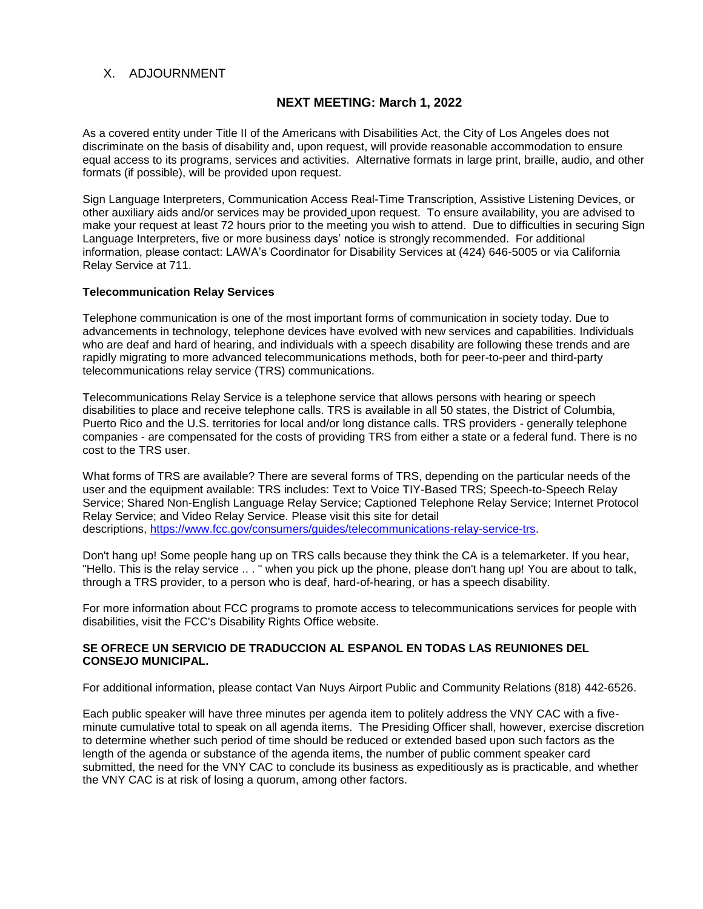## X. ADJOURNMENT

### NEXT MEETING: March 1, 2022

As a covered entity under Title II of the Americans with Disabilities Act, the City of Los Angeles does not discriminate on the basis of disability and, upon request, will provide reasonable accommodation to ensure equal access to its programs, services and activities. Alternative formats in large print, braille, audio, and other formats (if possible), will be provided upon request.

Sign Language Interpreters, Communication Access Real-Time Transcription, Assistive Listening Devices, or other auxiliary aids and/or services may be provided upon request. To ensure availability, you are advised to make your request at least 72 hours prior to the meeting you wish to attend. Due to difficulties in securing Sign Language Interpreters, five or more business days' notice is strongly recommended. For additional information, please contact: LAWA's Coordinator for Disability Services at (424) 646-5005 or via California Relay Service at 711.

**Telecommunication Relay Services**

Telephone communication is one of the most important forms of communication in society today. Due to advancements in technology, telephone devices have evolved with new services and capabilities. Individuals who are deaf and hard of hearing, and individuals with a speech disability are following these trends and are rapidly migrating to more advanced telecommunications methods, both for peer-to-peer and third-party telecommunications relay service (TRS) communications.

Telecommunications Relay Service is a telephone service that allows persons with hearing or speech disabilities to place and receive telephone calls. TRS is available in all 50 states, the District of Columbia, Puerto Rico and the U.S. territories for local and/or long distance calls. TRS providers - generally telephone companies - are compensated for the costs of providing TRS from either a state or a federal fund. There is no cost to the TRS user.

What forms of TRS are available? There are several forms of TRS, depending on the particular needs of the user and the equipment available: TRS includes: Text to Voice TIY-Based TRS; Speech-to-Speech Relay Service; Shared Non-English Language Relay Service; Captioned Telephone Relay Service; Internet Protocol Relay Service; and Video Relay Service. Please visit this site for detail descriptions, https://www.fcc.gov/consumers/guides/telecommunications-relay-service-trs.

Don't hang up! Some people hang up on TRS calls because they think the CA is a telemarketer. If you hear, "Hello. This is the relay service .. . " when you pick up the phone, please don't hang up! You are about to talk, through a TRS provider, to a person who is deaf, hard-of-hearing, or has a speech disability.

For more information about FCC programs to promote access to telecommunications services for people with disabilities, visit the FCC's Disability Rights Office website.

**SE OFRECE UN SERVICIO DE TRADUCCION AL ESPANOL EN TODAS LAS REUNIONES DEL CONSEJO MUNICIPAL.**

For additional information, please contact Van Nuys Airport Public and Community Relations (818) 442-6526.

Each public speaker will have three minutes per agenda item to politely address the VNY CAC with a five-minute cumulative total to speak on all agenda items. The Presiding Officer shall, however, exercise discretion to determine whether such period of time should be reduced or extended based upon such factors as the length of the agenda or substance of the agenda items, the number of public comment speaker card submitted, the need for the VNY CAC to conclude its business as expeditiously as is practicable, and whether the VNY CAC is at risk of losing a quorum, among other factors.